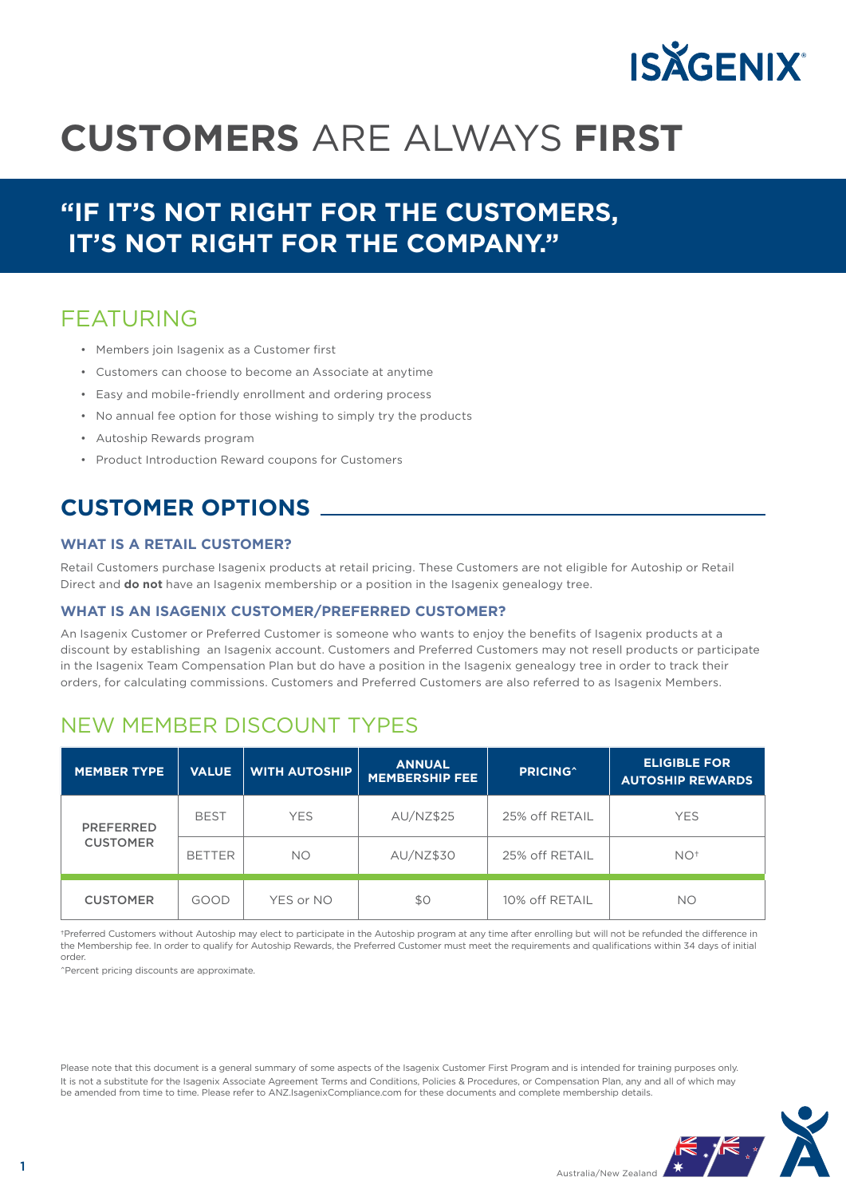# **CUSTOMERS** ARE ALWAYS **FIRST**

## **"IF IT'S NOT RIGHT FOR THE CUSTOMERS, IT'S NOT RIGHT FOR THE COMPANY."**

## FEATURING

- Members join Isagenix as a Customer first
- Customers can choose to become an Associate at anytime
- Easy and mobile-friendly enrollment and ordering process
- No annual fee option for those wishing to simply try the products
- Autoship Rewards program
- Product Introduction Reward coupons for Customers

## **CUSTOMER OPTIONS**

### **WHAT IS A RETAIL CUSTOMER?**

Retail Customers purchase Isagenix products at retail pricing. These Customers are not eligible for Autoship or Retail Direct and **do not** have an Isagenix membership or a position in the Isagenix genealogy tree.

### **WHAT IS AN ISAGENIX CUSTOMER/PREFERRED CUSTOMER?**

An Isagenix Customer or Preferred Customer is someone who wants to enjoy the benefits of Isagenix products at a discount by establishing an Isagenix account. Customers and Preferred Customers may not resell products or participate in the Isagenix Team Compensation Plan but do have a position in the Isagenix genealogy tree in order to track their orders, for calculating commissions. Customers and Preferred Customers are also referred to as Isagenix Members.

## NEW MEMBER DISCOUNT TYPES

| MEMBER TYPE | VALUE | WITH AUTOSHIP | ANNUAL MEMBERSHIP FEE | PRICING^ | ELIGIBLE FOR AUTOSHIP REWARDS |
|---|---|---|---|---|---|
| PREFERRED CUSTOMER | BEST | YES | AU/NZ$25 | 25% off RETAIL | YES |
| | BETTER | NO | AU/NZ$30 | 25% off RETAIL | NO† |
| CUSTOMER | GOOD | YES or NO | $0 | 10% off RETAIL | NO |

†Preferred Customers without Autoship may elect to participate in the Autoship program at any time after enrolling but will not be refunded the difference in the Membership fee. In order to qualify for Autoship Rewards, the Preferred Customer must meet the requirements and qualifications within 34 days of initial order.

^Percent pricing discounts are approximate.

Please note that this document is a general summary of some aspects of the Isagenix Customer First Program and is intended for training purposes only. It is not a substitute for the Isagenix Associate Agreement Terms and Conditions, Policies & Procedures, or Compensation Plan, any and all of which may be amended from time to time. Please refer to ANZ.IsagenixCompliance.com for these documents and complete membership details.

Australia/New Zealand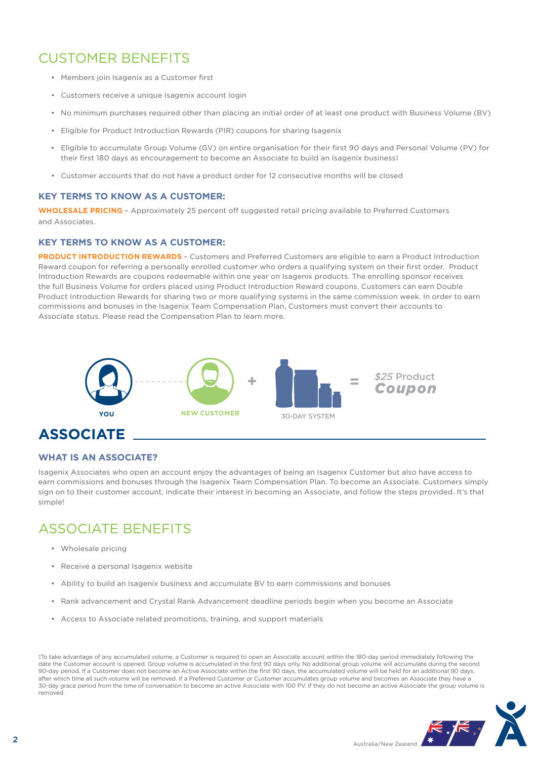## CUSTOMER BENEFITS

- Members join Isagenix as a Customer first
- Customers receive a unique Isagenix account login
- No minimum purchases required other than placing an initial order of at least one product with Business Volume (BV)
- Eligible for Product Introduction Rewards (PIR) coupons for sharing Isagenix
- Eligible to accumulate Group Volume (GV) on entire organisation for their first 90 days and Personal Volume (PV) for their first 180 days as encouragement to become an Associate to build an Isagenix business‡
- Customer accounts that do not have a product order for 12 consecutive months will be closed

### KEY TERMS TO KNOW AS A CUSTOMER:

**WHOLESALE PRICING** – Approximately 25 percent off suggested retail pricing available to Preferred Customers and Associates.

### KEY TERMS TO KNOW AS A CUSTOMER:

**PRODUCT INTRODUCTION REWARDS** – Customers and Preferred Customers are eligible to earn a Product Introduction Reward coupon for referring a personally enrolled customer who orders a qualifying system on their first order. Product Introduction Rewards are coupons redeemable within one year on Isagenix products. The enrolling sponsor receives the full Business Volume for orders placed using Product Introduction Reward coupons. Customers can earn Double Product Introduction Rewards for sharing two or more qualifying systems in the same commission week. In order to earn commissions and bonuses in the Isagenix Team Compensation Plan, Customers must convert their accounts to Associate status. Please read the Compensation Plan to learn more.

YOU — NEW CUSTOMER + 30-DAY SYSTEM = *$25* Product ***Coupon***

# ASSOCIATE

### WHAT IS AN ASSOCIATE?

Isagenix Associates who open an account enjoy the advantages of being an Isagenix Customer but also have access to earn commissions and bonuses through the Isagenix Team Compensation Plan. To become an Associate, Customers simply sign on to their customer account, indicate their interest in becoming an Associate, and follow the steps provided. It's that simple!

## ASSOCIATE BENEFITS

- Wholesale pricing
- Receive a personal Isagenix website
- Ability to build an Isagenix business and accumulate BV to earn commissions and bonuses
- Rank advancement and Crystal Rank Advancement deadline periods begin when you become an Associate
- Access to Associate related promotions, training, and support materials

‡To take advantage of any accumulated volume, a Customer is required to open an Associate account within the 180-day period immediately following the date the Customer account is opened. Group volume is accumulated in the first 90 days only. No additional group volume will accumulate during the second 90-day period. If a Customer does not become an Active Associate within the first 90 days, the accumulated volume will be held for an additional 90 days, after which time all such volume will be removed. If a Preferred Customer or Customer accumulates group volume and becomes an Associate they have a 30-day grace period from the time of conversation to become an active Associate with 100 PV. If they do not become an active Associate the group volume is removed.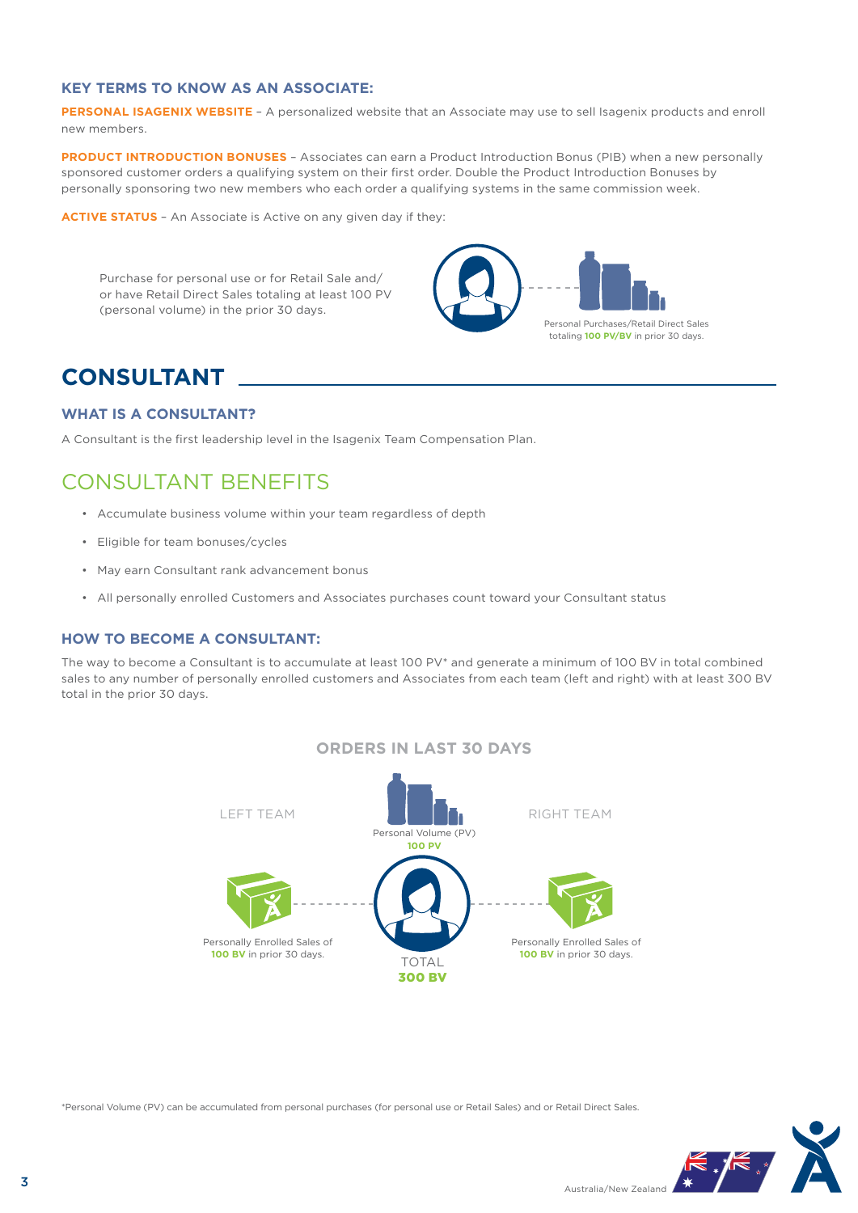### KEY TERMS TO KNOW AS AN ASSOCIATE:

**PERSONAL ISAGENIX WEBSITE** – A personalized website that an Associate may use to sell Isagenix products and enroll new members.

**PRODUCT INTRODUCTION BONUSES** – Associates can earn a Product Introduction Bonus (PIB) when a new personally sponsored customer orders a qualifying system on their first order. Double the Product Introduction Bonuses by personally sponsoring two new members who each order a qualifying systems in the same commission week.

**ACTIVE STATUS** – An Associate is Active on any given day if they:

Purchase for personal use or for Retail Sale and/or have Retail Direct Sales totaling at least 100 PV (personal volume) in the prior 30 days.

Personal Purchases/Retail Direct Sales totaling **100 PV/BV** in prior 30 days.

# CONSULTANT

### WHAT IS A CONSULTANT?

A Consultant is the first leadership level in the Isagenix Team Compensation Plan.

## CONSULTANT BENEFITS

- Accumulate business volume within your team regardless of depth
- Eligible for team bonuses/cycles
- May earn Consultant rank advancement bonus
- All personally enrolled Customers and Associates purchases count toward your Consultant status

### HOW TO BECOME A CONSULTANT:

The way to become a Consultant is to accumulate at least 100 PV* and generate a minimum of 100 BV in total combined sales to any number of personally enrolled customers and Associates from each team (left and right) with at least 300 BV total in the prior 30 days.

**ORDERS IN LAST 30 DAYS**

LEFT TEAM

Personally Enrolled Sales of **100 BV** in prior 30 days.

Personal Volume (PV) **100 PV**

TOTAL **300 BV**

RIGHT TEAM

Personally Enrolled Sales of **100 BV** in prior 30 days.

*Personal Volume (PV) can be accumulated from personal purchases (for personal use or Retail Sales) and or Retail Direct Sales.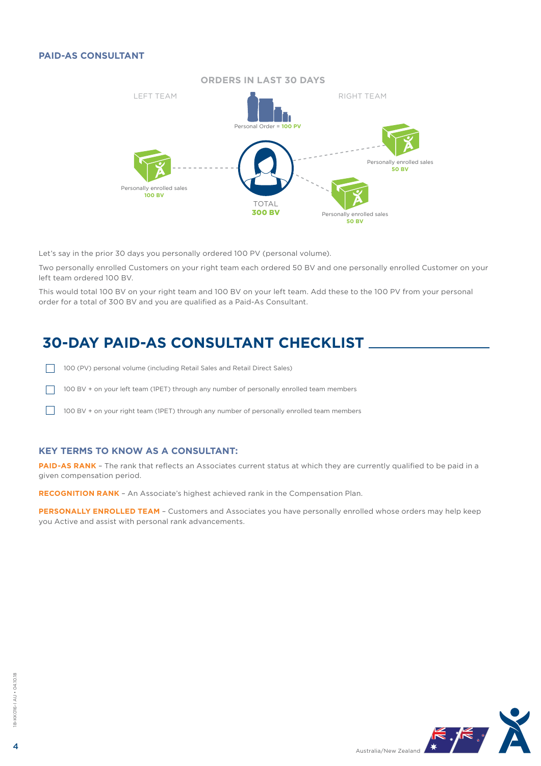### PAID-AS CONSULTANT

ORDERS IN LAST 30 DAYS

LEFT TEAM

RIGHT TEAM

Personal Order = 100 PV

Personally enrolled sales
100 BV

Personally enrolled sales
50 BV

Personally enrolled sales
50 BV

TOTAL
300 BV

Let's say in the prior 30 days you personally ordered 100 PV (personal volume).

Two personally enrolled Customers on your right team each ordered 50 BV and one personally enrolled Customer on your left team ordered 100 BV.

This would total 100 BV on your right team and 100 BV on your left team. Add these to the 100 PV from your personal order for a total of 300 BV and you are qualified as a Paid-As Consultant.

## 30-DAY PAID-AS CONSULTANT CHECKLIST

- [ ] 100 (PV) personal volume (including Retail Sales and Retail Direct Sales)
- [ ] 100 BV + on your left team (1PET) through any number of personally enrolled team members
- [ ] 100 BV + on your right team (1PET) through any number of personally enrolled team members

### KEY TERMS TO KNOW AS A CONSULTANT:

**PAID-AS RANK** – The rank that reflects an Associates current status at which they are currently qualified to be paid in a given compensation period.

**RECOGNITION RANK** – An Associate's highest achieved rank in the Compensation Plan.

**PERSONALLY ENROLLED TEAM** – Customers and Associates you have personally enrolled whose orders may help keep you Active and assist with personal rank advancements.

Australia/New Zealand